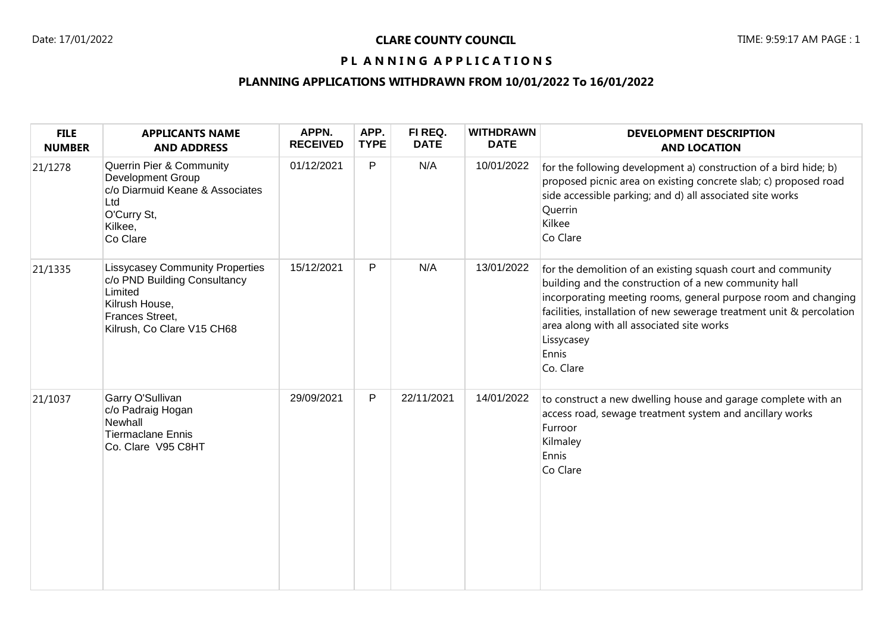**CLARE COUNTY COUNCIL**

**P L A N N I N G A P P L I C A T I O N S**

**PLANNING APPLICATIONS WITHDRAWN FROM 10/01/2022 To 16/01/2022**

| FILE NUMBER | APPLICANTS NAME AND ADDRESS | APPN. RECEIVED | APP. TYPE | FI REQ. DATE | WITHDRAWN DATE | DEVELOPMENT DESCRIPTION AND LOCATION |
|---|---|---|---|---|---|---|
| 21/1278 | Querrin Pier & Community Development Group<br>c/o Diarmuid Keane & Associates Ltd<br>O'Curry St,<br>Kilkee,<br>Co Clare | 01/12/2021 | P | N/A | 10/01/2022 | for the following development a) construction of a bird hide; b) proposed picnic area on existing concrete slab; c) proposed road side accessible parking; and d) all associated site works<br>Querrin<br>Kilkee<br>Co Clare |
| 21/1335 | Lissycasey Community Properties<br>c/o PND Building Consultancy Limited<br>Kilrush House,<br>Frances Street,<br>Kilrush, Co Clare V15 CH68 | 15/12/2021 | P | N/A | 13/01/2022 | for the demolition of an existing squash court and community building and the construction of a new community hall incorporating meeting rooms, general purpose room and changing facilities, installation of new sewerage treatment unit & percolation area along with all associated site works<br>Lissycasey<br>Ennis<br>Co. Clare |
| 21/1037 | Garry O'Sullivan<br>c/o Padraig Hogan<br>Newhall<br>Tiermaclane Ennis<br>Co. Clare V95 C8HT | 29/09/2021 | P | 22/11/2021 | 14/01/2022 | to construct a new dwelling house and garage complete with an access road, sewage treatment system and ancillary works<br>Furroor<br>Kilmaley<br>Ennis<br>Co Clare |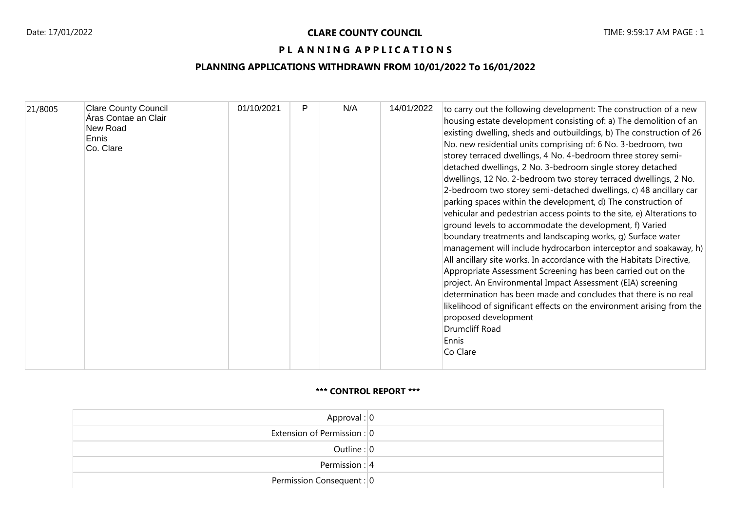**CLARE COUNTY COUNCIL**

**P L A N N I N G A P P L I C A T I O N S**

**PLANNING APPLICATIONS WITHDRAWN FROM 10/01/2022 To 16/01/2022**

| | | | | | | |
|---|---|---|---|---|---|---|
| 21/8005 | Clare County Council<br>Áras Contae an Clair<br>New Road<br>Ennis<br>Co. Clare | 01/10/2021 | P | N/A | 14/01/2022 | to carry out the following development: The construction of a new housing estate development consisting of: a) The demolition of an existing dwelling, sheds and outbuildings, b) The construction of 26 No. new residential units comprising of: 6 No. 3-bedroom, two storey terraced dwellings, 4 No. 4-bedroom three storey semi-detached dwellings, 2 No. 3-bedroom single storey detached dwellings, 12 No. 2-bedroom two storey terraced dwellings, 2 No. 2-bedroom two storey semi-detached dwellings, c) 48 ancillary car parking spaces within the development, d) The construction of vehicular and pedestrian access points to the site, e) Alterations to ground levels to accommodate the development, f) Varied boundary treatments and landscaping works, g) Surface water management will include hydrocarbon interceptor and soakaway, h) All ancillary site works. In accordance with the Habitats Directive, Appropriate Assessment Screening has been carried out on the project. An Environmental Impact Assessment (EIA) screening determination has been made and concludes that there is no real likelihood of significant effects on the environment arising from the proposed development<br>Drumcliff Road<br>Ennis<br>Co Clare |

**\*\*\* CONTROL REPORT \*\*\***

| | |
|---|---|
| Approval : | 0 |
| Extension of Permission : | 0 |
| Outline : | 0 |
| Permission : | 4 |
| Permission Consequent : | 0 |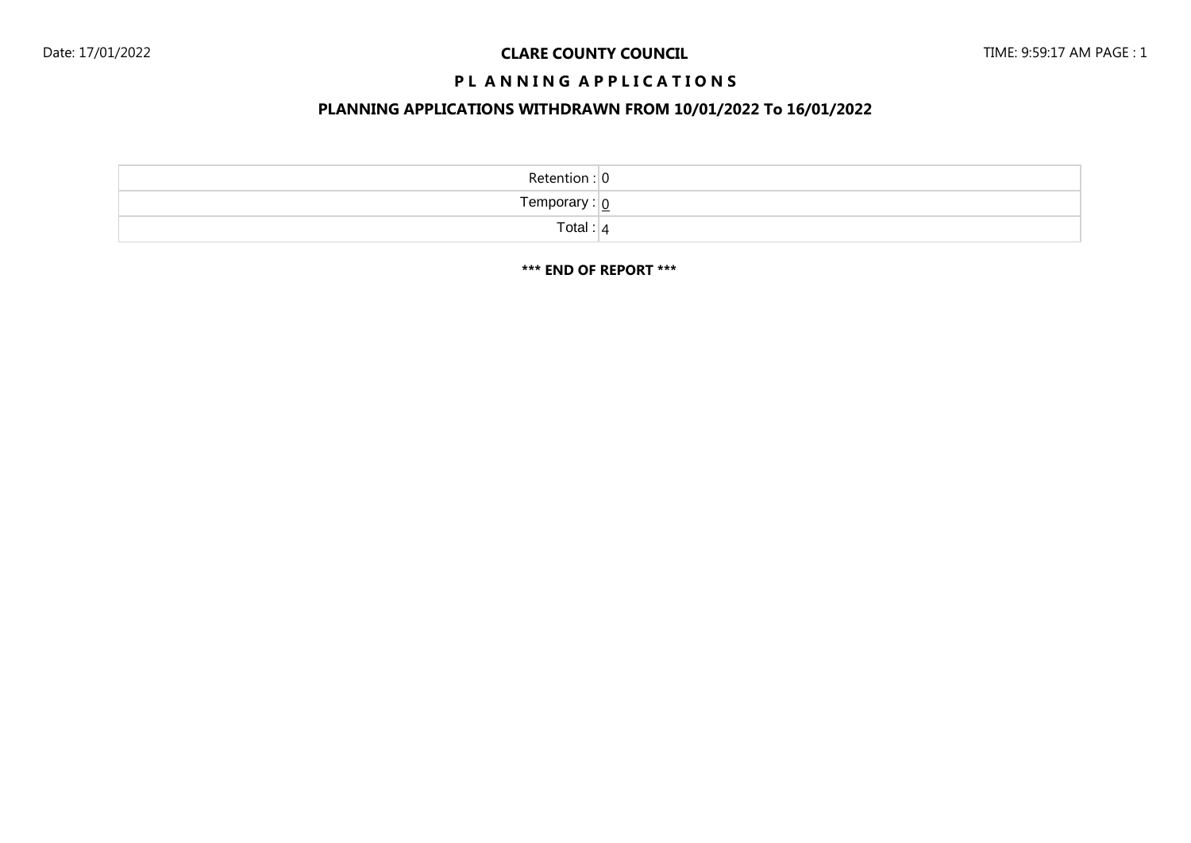**CLARE COUNTY COUNCIL**

**P L A N N I N G A P P L I C A T I O N S**

**PLANNING APPLICATIONS WITHDRAWN FROM 10/01/2022 To 16/01/2022**

| | |
|---|---|
| Retention : | 0 |
| Temporary : | 0 |
| Total : | 4 |

**\*\*\* END OF REPORT \*\*\***